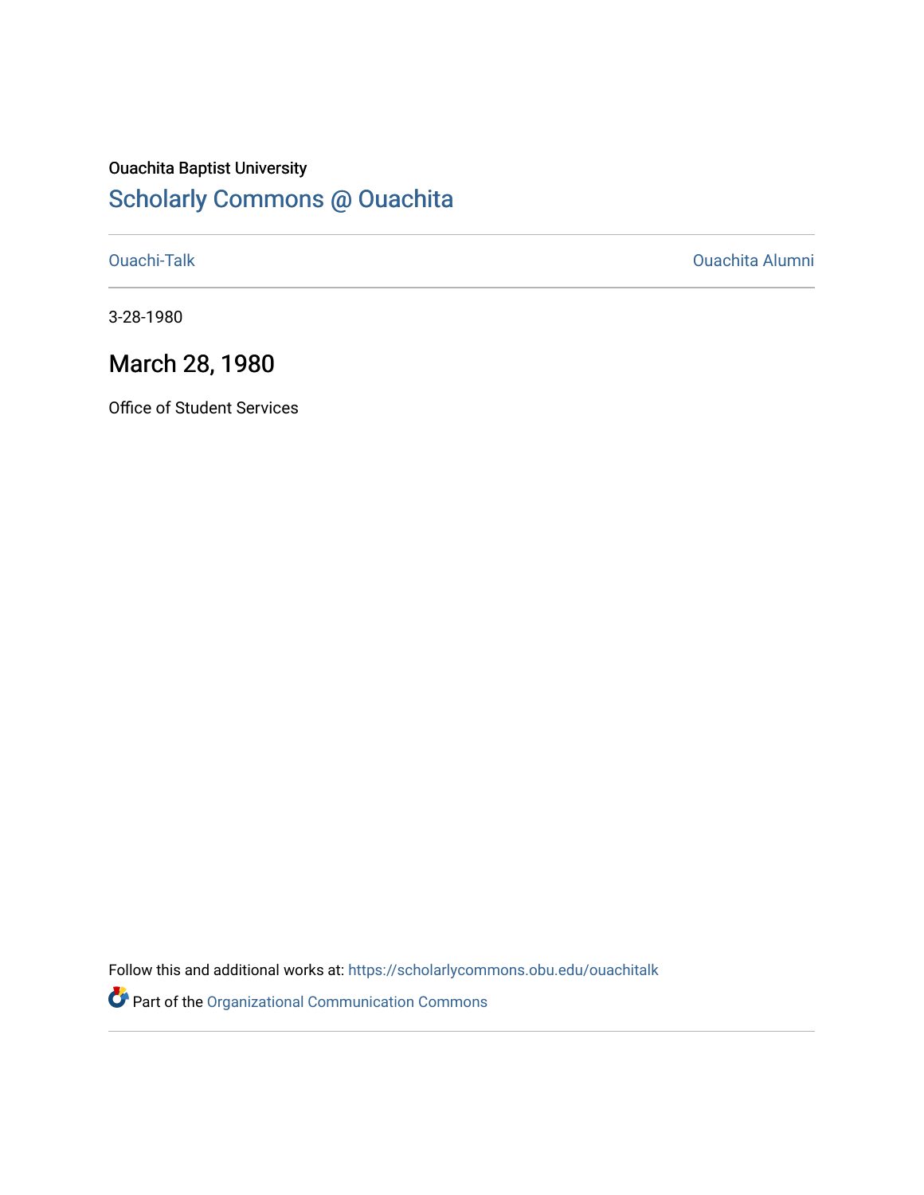Ouachita Baptist University

## Scholarly Commons @ Ouachita

Ouachi-Talk

Ouachita Alumni

3-28-1980

# March 28, 1980

Office of Student Services

Follow this and additional works at: https://scholarlycommons.obu.edu/ouachitalk

Part of the Organizational Communication Commons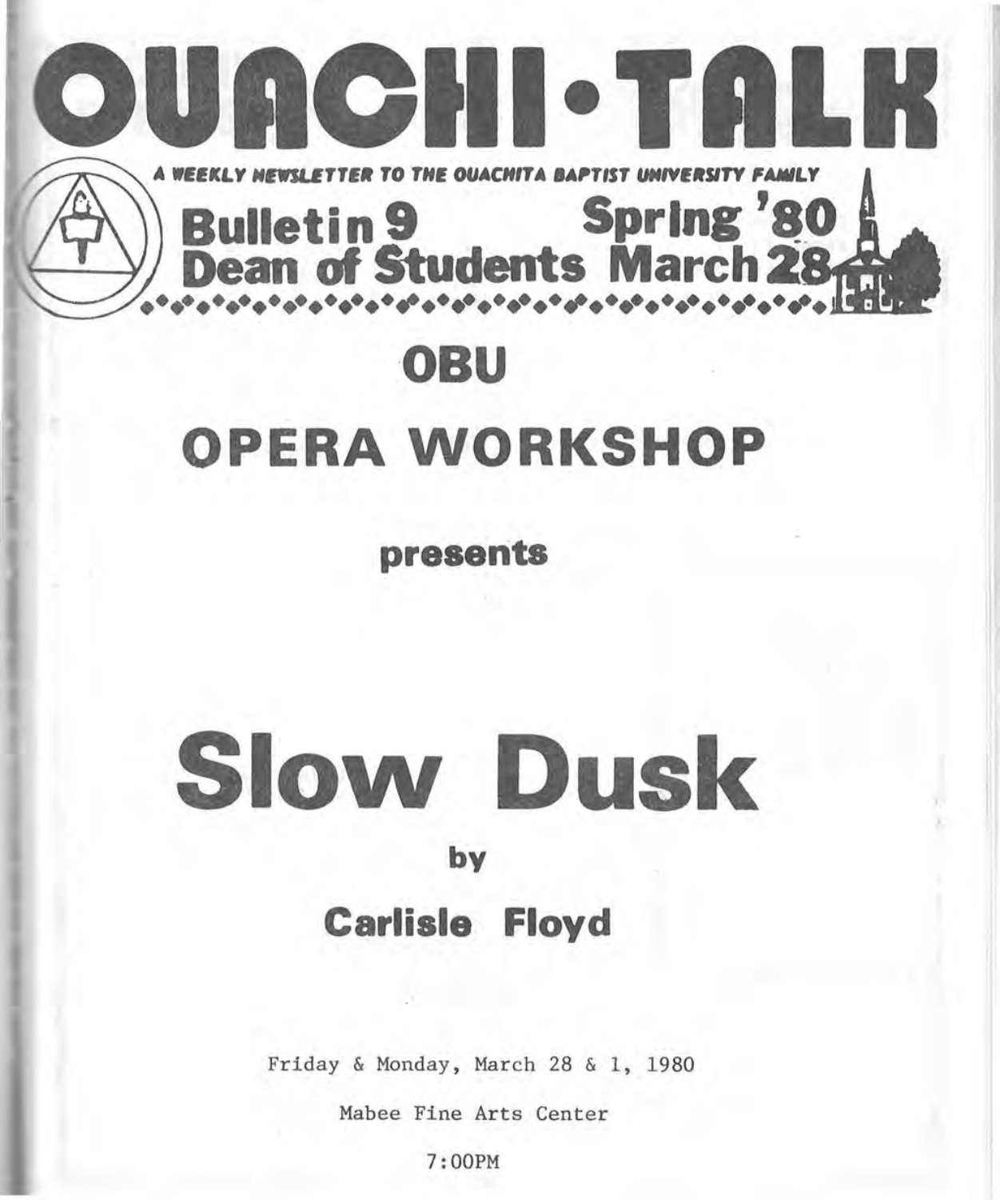# OUACHI-TALK

*A WEEKLY NEWSLETTER TO THE OUACHITA BAPTIST UNIVERSITY FAMILY*

**Bulletin 9** **Spring '80**
**Dean of Students** **March 28**

## OBU

## OPERA WORKSHOP

**presents**

# Slow Dusk

**by**

## Carlisle Floyd

Friday & Monday, March 28 & 1, 1980

Mabee Fine Arts Center

7:00PM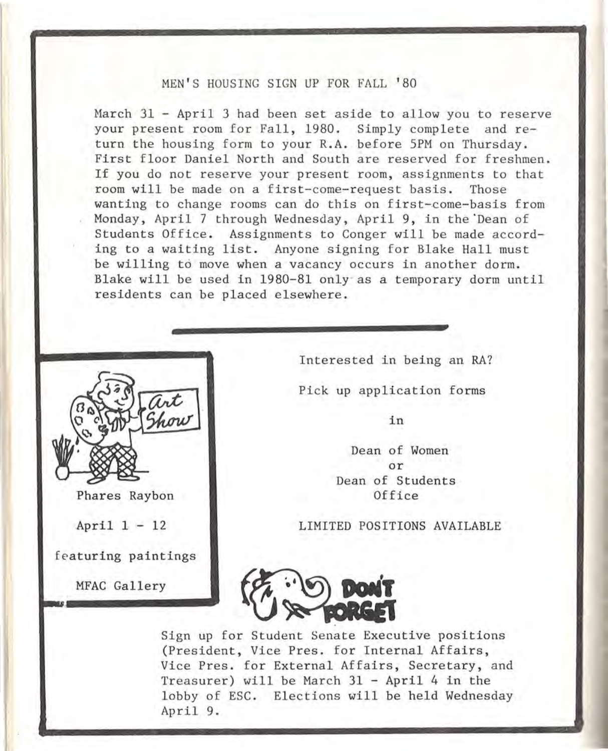## MEN'S HOUSING SIGN UP FOR FALL '80

March 31 - April 3 had been set aside to allow you to reserve your present room for Fall, 1980. Simply complete and return the housing form to your R.A. before 5PM on Thursday. First floor Daniel North and South are reserved for freshmen. If you do not reserve your present room, assignments to that room will be made on a first-come-request basis. Those wanting to change rooms can do this on first-come-basis from Monday, April 7 through Wednesday, April 9, in the Dean of Students Office. Assignments to Conger will be made according to a waiting list. Anyone signing for Blake Hall must be willing to move when a vacancy occurs in another dorm. Blake will be used in 1980-81 only as a temporary dorm until residents can be placed elsewhere.

---

Art Show

Phares Raybon

April 1 - 12

featuring paintings

MFAC Gallery

---

Interested in being an RA?

Pick up application forms

in

Dean of Women
or
Dean of Students
Office

LIMITED POSITIONS AVAILABLE

---

**DON'T FORGET**

Sign up for Student Senate Executive positions (President, Vice Pres. for Internal Affairs, Vice Pres. for External Affairs, Secretary, and Treasurer) will be March 31 - April 4 in the lobby of ESC. Elections will be held Wednesday April 9.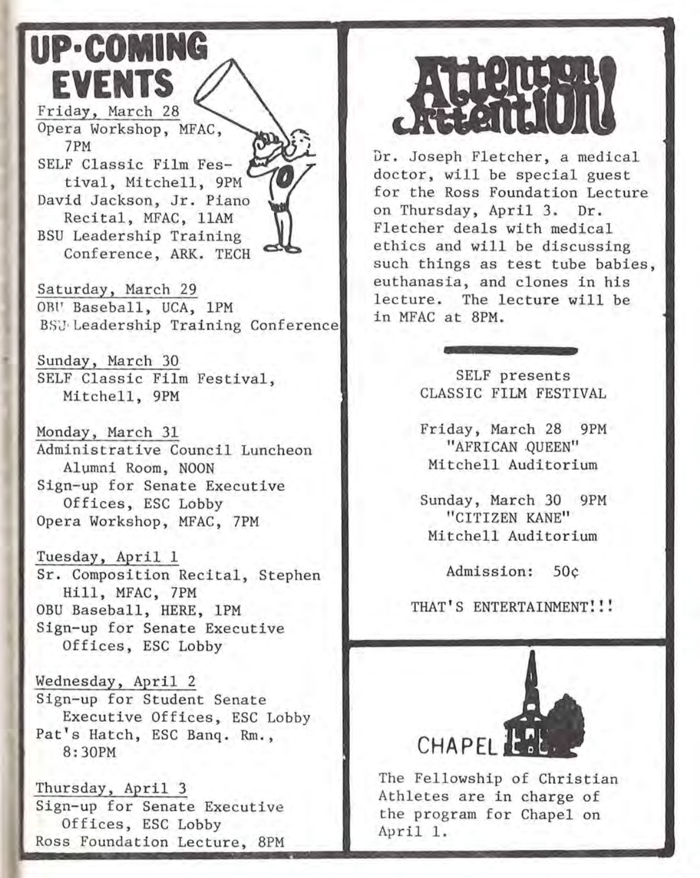# UP-COMING EVENTS

**Friday, March 28**

Opera Workshop, MFAC, 7PM

SELF Classic Film Festival, Mitchell, 9PM

David Jackson, Jr. Piano Recital, MFAC, 11AM

BSU Leadership Training Conference, ARK. TECH

**Saturday, March 29**

OBU Baseball, UCA, 1PM

BSU Leadership Training Conference

**Sunday, March 30**

SELF Classic Film Festival, Mitchell, 9PM

**Monday, March 31**

Administrative Council Luncheon Alumni Room, NOON

Sign-up for Senate Executive Offices, ESC Lobby

Opera Workshop, MFAC, 7PM

**Tuesday, April 1**

Sr. Composition Recital, Stephen Hill, MFAC, 7PM

OBU Baseball, HERE, 1PM

Sign-up for Senate Executive Offices, ESC Lobby

**Wednesday, April 2**

Sign-up for Student Senate Executive Offices, ESC Lobby

Pat's Hatch, ESC Banq. Rm., 8:30PM

**Thursday, April 3**

Sign-up for Senate Executive Offices, ESC Lobby

Ross Foundation Lecture, 8PM

# Attention!

Dr. Joseph Fletcher, a medical doctor, will be special guest for the Ross Foundation Lecture on Thursday, April 3. Dr. Fletcher deals with medical ethics and will be discussing such things as test tube babies, euthanasia, and clones in his lecture. The lecture will be in MFAC at 8PM.

---

SELF presents
CLASSIC FILM FESTIVAL

Friday, March 28 9PM
"AFRICAN QUEEN"
Mitchell Auditorium

Sunday, March 30 9PM
"CITIZEN KANE"
Mitchell Auditorium

Admission: 50¢

THAT'S ENTERTAINMENT!!!

## CHAPEL

The Fellowship of Christian Athletes are in charge of the program for Chapel on April 1.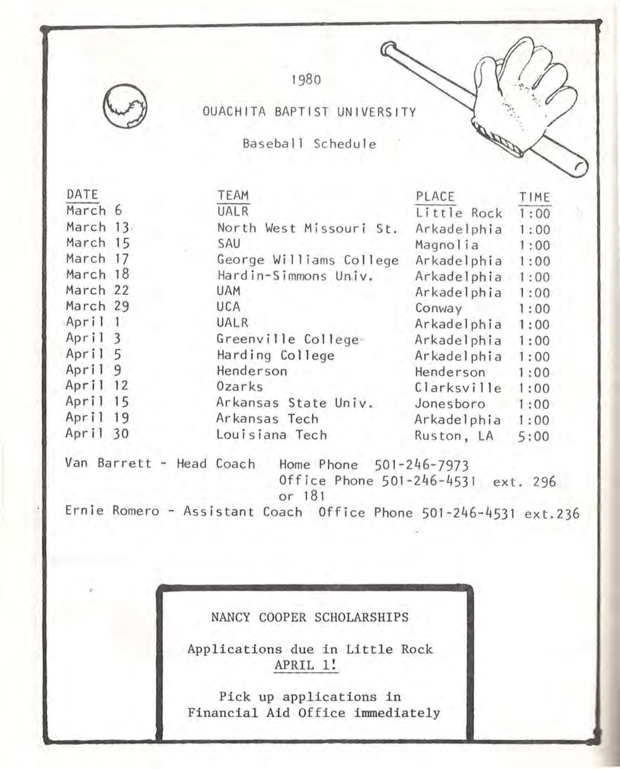1980

OUACHITA BAPTIST UNIVERSITY

Baseball Schedule

| DATE | TEAM | PLACE | TIME |
|---|---|---|---|
| March 6 | UALR | Little Rock | 1:00 |
| March 13 | North West Missouri St. | Arkadelphia | 1:00 |
| March 15 | SAU | Magnolia | 1:00 |
| March 17 | George Williams College | Arkadelphia | 1:00 |
| March 18 | Hardin-Simmons Univ. | Arkadelphia | 1:00 |
| March 22 | UAM | Arkadelphia | 1:00 |
| March 29 | UCA | Conway | 1:00 |
| April 1 | UALR | Arkadelphia | 1:00 |
| April 3 | Greenville College | Arkadelphia | 1:00 |
| April 5 | Harding College | Arkadelphia | 1:00 |
| April 9 | Henderson | Henderson | 1:00 |
| April 12 | Ozarks | Clarksville | 1:00 |
| April 15 | Arkansas State Univ. | Jonesboro | 1:00 |
| April 19 | Arkansas Tech | Arkadelphia | 1:00 |
| April 30 | Louisiana Tech | Ruston, LA | 5:00 |

Van Barrett - Head Coach Home Phone 501-246-7973
Office Phone 501-246-4531 ext. 296 or 181

Ernie Romero - Assistant Coach Office Phone 501-246-4531 ext.236

NANCY COOPER SCHOLARSHIPS

Applications due in Little Rock
APRIL 1!

Pick up applications in
Financial Aid Office immediately